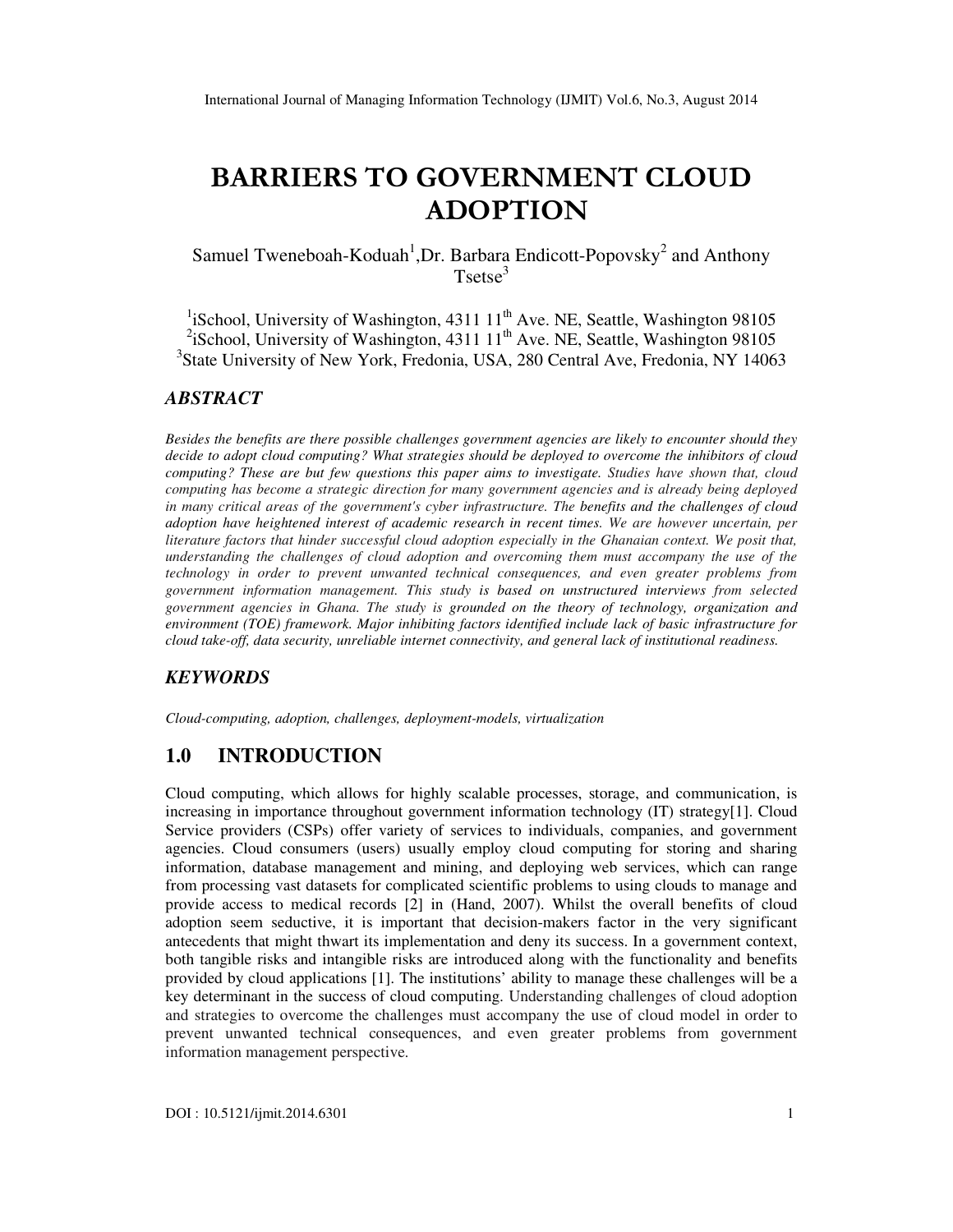# BARRIERS TO GOVERNMENT CLOUD ADOPTION

Samuel Tweneboah-Koduah[1], Dr. Barbara Endicott-Popovsky[2] and Anthony Tsetse[3]

[1]iSchool, University of Washington, 4311 11th Ave. NE, Seattle, Washington 98105
[2]iSchool, University of Washington, 4311 11th Ave. NE, Seattle, Washington 98105
[3]State University of New York, Fredonia, USA, 280 Central Ave, Fredonia, NY 14063

## ABSTRACT

*Besides the benefits are there possible challenges government agencies are likely to encounter should they decide to adopt cloud computing? What strategies should be deployed to overcome the inhibitors of cloud computing? These are but few questions this paper aims to investigate. Studies have shown that, cloud computing has become a strategic direction for many government agencies and is already being deployed in many critical areas of the government's cyber infrastructure. The benefits and the challenges of cloud adoption have heightened interest of academic research in recent times. We are however uncertain, per literature factors that hinder successful cloud adoption especially in the Ghanaian context. We posit that, understanding the challenges of cloud adoption and overcoming them must accompany the use of the technology in order to prevent unwanted technical consequences, and even greater problems from government information management. This study is based on unstructured interviews from selected government agencies in Ghana. The study is grounded on the theory of technology, organization and environment (TOE) framework. Major inhibiting factors identified include lack of basic infrastructure for cloud take-off, data security, unreliable internet connectivity, and general lack of institutional readiness.*

## KEYWORDS

*Cloud-computing, adoption, challenges, deployment-models, virtualization*

## 1.0 INTRODUCTION

Cloud computing, which allows for highly scalable processes, storage, and communication, is increasing in importance throughout government information technology (IT) strategy[1]. Cloud Service providers (CSPs) offer variety of services to individuals, companies, and government agencies. Cloud consumers (users) usually employ cloud computing for storing and sharing information, database management and mining, and deploying web services, which can range from processing vast datasets for complicated scientific problems to using clouds to manage and provide access to medical records [2] in (Hand, 2007). Whilst the overall benefits of cloud adoption seem seductive, it is important that decision-makers factor in the very significant antecedents that might thwart its implementation and deny its success. In a government context, both tangible risks and intangible risks are introduced along with the functionality and benefits provided by cloud applications [1]. The institutions' ability to manage these challenges will be a key determinant in the success of cloud computing. Understanding challenges of cloud adoption and strategies to overcome the challenges must accompany the use of cloud model in order to prevent unwanted technical consequences, and even greater problems from government information management perspective.

DOI : 10.5121/ijmit.2014.6301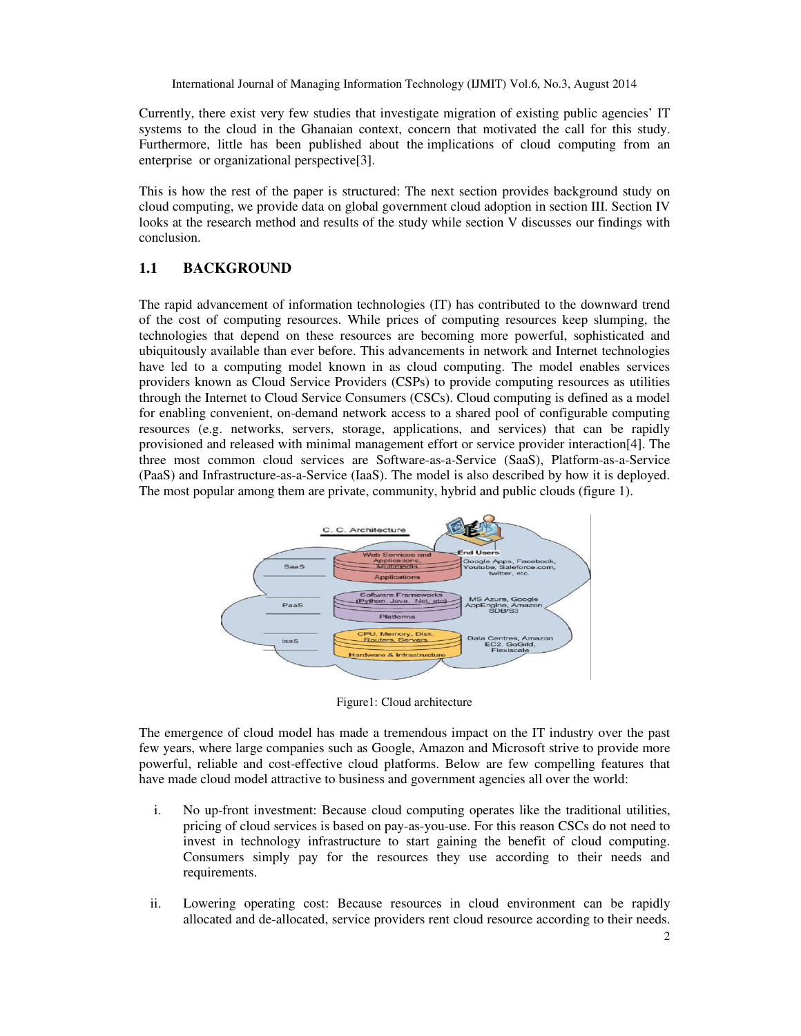Currently, there exist very few studies that investigate migration of existing public agencies' IT systems to the cloud in the Ghanaian context, concern that motivated the call for this study. Furthermore, little has been published about the implications of cloud computing from an enterprise or organizational perspective[3].

This is how the rest of the paper is structured: The next section provides background study on cloud computing, we provide data on global government cloud adoption in section III. Section IV looks at the research method and results of the study while section V discusses our findings with conclusion.

## 1.1 BACKGROUND

The rapid advancement of information technologies (IT) has contributed to the downward trend of the cost of computing resources. While prices of computing resources keep slumping, the technologies that depend on these resources are becoming more powerful, sophisticated and ubiquitously available than ever before. This advancements in network and Internet technologies have led to a computing model known in as cloud computing. The model enables services providers known as Cloud Service Providers (CSPs) to provide computing resources as utilities through the Internet to Cloud Service Consumers (CSCs). Cloud computing is defined as a model for enabling convenient, on-demand network access to a shared pool of configurable computing resources (e.g. networks, servers, storage, applications, and services) that can be rapidly provisioned and released with minimal management effort or service provider interaction[4]. The three most common cloud services are Software-as-a-Service (SaaS), Platform-as-a-Service (PaaS) and Infrastructure-as-a-Service (IaaS). The model is also described by how it is deployed. The most popular among them are private, community, hybrid and public clouds (figure 1).

Figure1: Cloud architecture

The emergence of cloud model has made a tremendous impact on the IT industry over the past few years, where large companies such as Google, Amazon and Microsoft strive to provide more powerful, reliable and cost-effective cloud platforms. Below are few compelling features that have made cloud model attractive to business and government agencies all over the world:

i. No up-front investment: Because cloud computing operates like the traditional utilities, pricing of cloud services is based on pay-as-you-use. For this reason CSCs do not need to invest in technology infrastructure to start gaining the benefit of cloud computing. Consumers simply pay for the resources they use according to their needs and requirements.

ii. Lowering operating cost: Because resources in cloud environment can be rapidly allocated and de-allocated, service providers rent cloud resource according to their needs.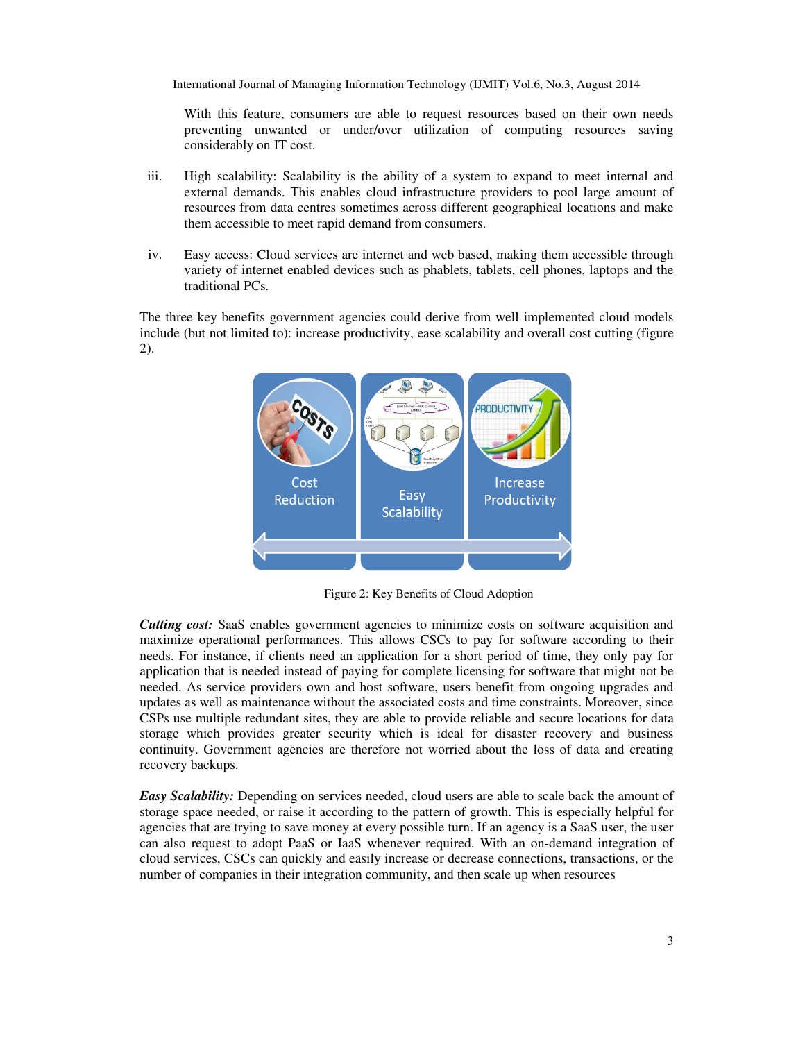With this feature, consumers are able to request resources based on their own needs preventing unwanted or under/over utilization of computing resources saving considerably on IT cost.

iii. High scalability: Scalability is the ability of a system to expand to meet internal and external demands. This enables cloud infrastructure providers to pool large amount of resources from data centres sometimes across different geographical locations and make them accessible to meet rapid demand from consumers.

iv. Easy access: Cloud services are internet and web based, making them accessible through variety of internet enabled devices such as phablets, tablets, cell phones, laptops and the traditional PCs.

The three key benefits government agencies could derive from well implemented cloud models include (but not limited to): increase productivity, ease scalability and overall cost cutting (figure 2).

Cost Reduction | Easy Scalability | Increase Productivity

Figure 2: Key Benefits of Cloud Adoption

***Cutting cost:*** SaaS enables government agencies to minimize costs on software acquisition and maximize operational performances. This allows CSCs to pay for software according to their needs. For instance, if clients need an application for a short period of time, they only pay for application that is needed instead of paying for complete licensing for software that might not be needed. As service providers own and host software, users benefit from ongoing upgrades and updates as well as maintenance without the associated costs and time constraints. Moreover, since CSPs use multiple redundant sites, they are able to provide reliable and secure locations for data storage which provides greater security which is ideal for disaster recovery and business continuity. Government agencies are therefore not worried about the loss of data and creating recovery backups.

***Easy Scalability:*** Depending on services needed, cloud users are able to scale back the amount of storage space needed, or raise it according to the pattern of growth. This is especially helpful for agencies that are trying to save money at every possible turn. If an agency is a SaaS user, the user can also request to adopt PaaS or IaaS whenever required. With an on-demand integration of cloud services, CSCs can quickly and easily increase or decrease connections, transactions, or the number of companies in their integration community, and then scale up when resources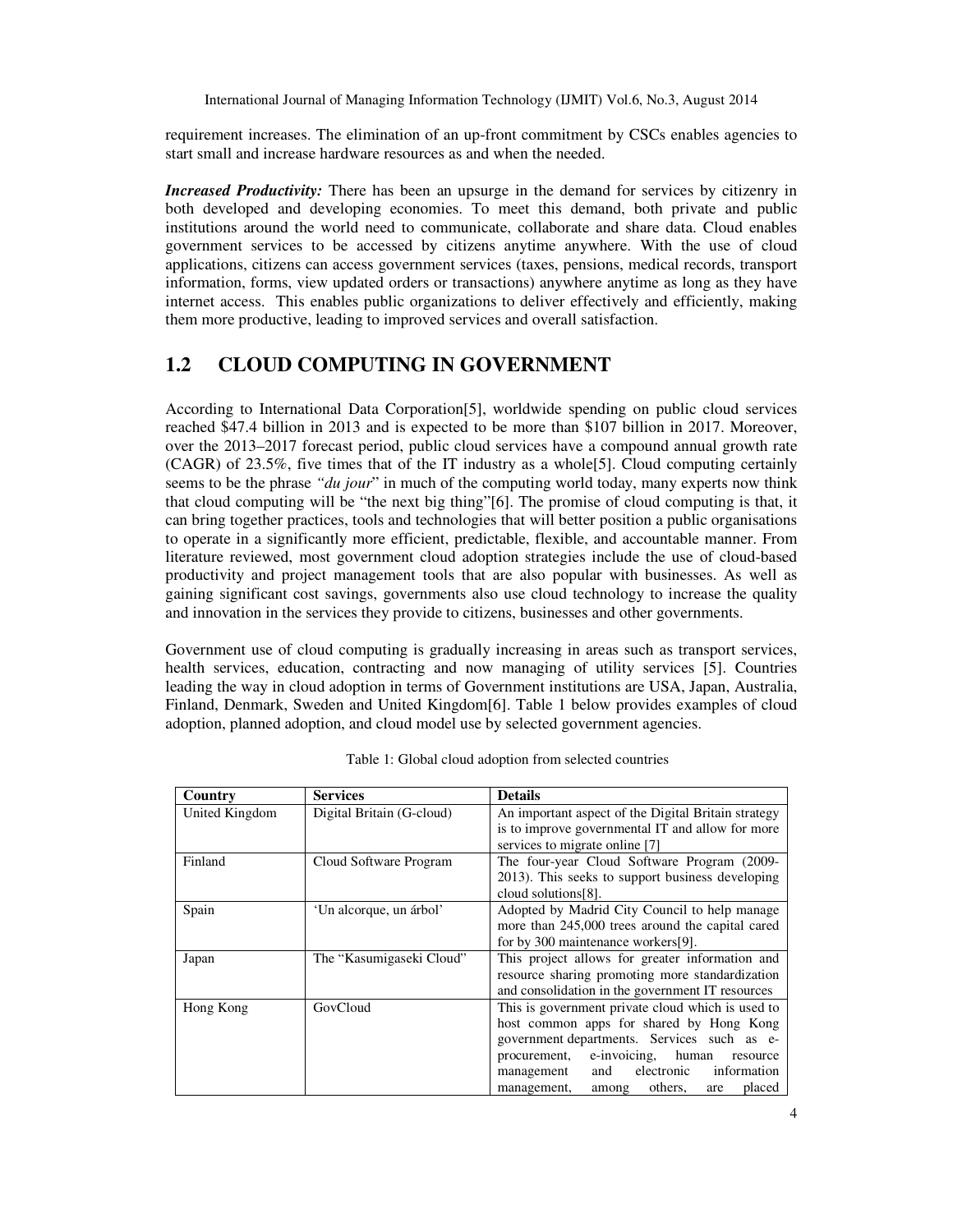requirement increases. The elimination of an up-front commitment by CSCs enables agencies to start small and increase hardware resources as and when the needed.

***Increased Productivity:*** There has been an upsurge in the demand for services by citizenry in both developed and developing economies. To meet this demand, both private and public institutions around the world need to communicate, collaborate and share data. Cloud enables government services to be accessed by citizens anytime anywhere. With the use of cloud applications, citizens can access government services (taxes, pensions, medical records, transport information, forms, view updated orders or transactions) anywhere anytime as long as they have internet access. This enables public organizations to deliver effectively and efficiently, making them more productive, leading to improved services and overall satisfaction.

## 1.2 CLOUD COMPUTING IN GOVERNMENT

According to International Data Corporation[5], worldwide spending on public cloud services reached $47.4 billion in 2013 and is expected to be more than $107 billion in 2017. Moreover, over the 2013–2017 forecast period, public cloud services have a compound annual growth rate (CAGR) of 23.5%, five times that of the IT industry as a whole[5]. Cloud computing certainly seems to be the phrase *"du jour*" in much of the computing world today, many experts now think that cloud computing will be "the next big thing"[6]. The promise of cloud computing is that, it can bring together practices, tools and technologies that will better position a public organisations to operate in a significantly more efficient, predictable, flexible, and accountable manner. From literature reviewed, most government cloud adoption strategies include the use of cloud-based productivity and project management tools that are also popular with businesses. As well as gaining significant cost savings, governments also use cloud technology to increase the quality and innovation in the services they provide to citizens, businesses and other governments.

Government use of cloud computing is gradually increasing in areas such as transport services, health services, education, contracting and now managing of utility services [5]. Countries leading the way in cloud adoption in terms of Government institutions are USA, Japan, Australia, Finland, Denmark, Sweden and United Kingdom[6]. Table 1 below provides examples of cloud adoption, planned adoption, and cloud model use by selected government agencies.

Table 1: Global cloud adoption from selected countries

| Country | Services | Details |
|---|---|---|
| United Kingdom | Digital Britain (G-cloud) | An important aspect of the Digital Britain strategy is to improve governmental IT and allow for more services to migrate online [7] |
| Finland | Cloud Software Program | The four-year Cloud Software Program (2009-2013). This seeks to support business developing cloud solutions[8]. |
| Spain | 'Un alcorque, un árbol' | Adopted by Madrid City Council to help manage more than 245,000 trees around the capital cared for by 300 maintenance workers[9]. |
| Japan | The "Kasumigaseki Cloud" | This project allows for greater information and resource sharing promoting more standardization and consolidation in the government IT resources |
| Hong Kong | GovCloud | This is government private cloud which is used to host common apps for shared by Hong Kong government departments. Services such as e-procurement, e-invoicing, human resource management and electronic information management, among others, are placed |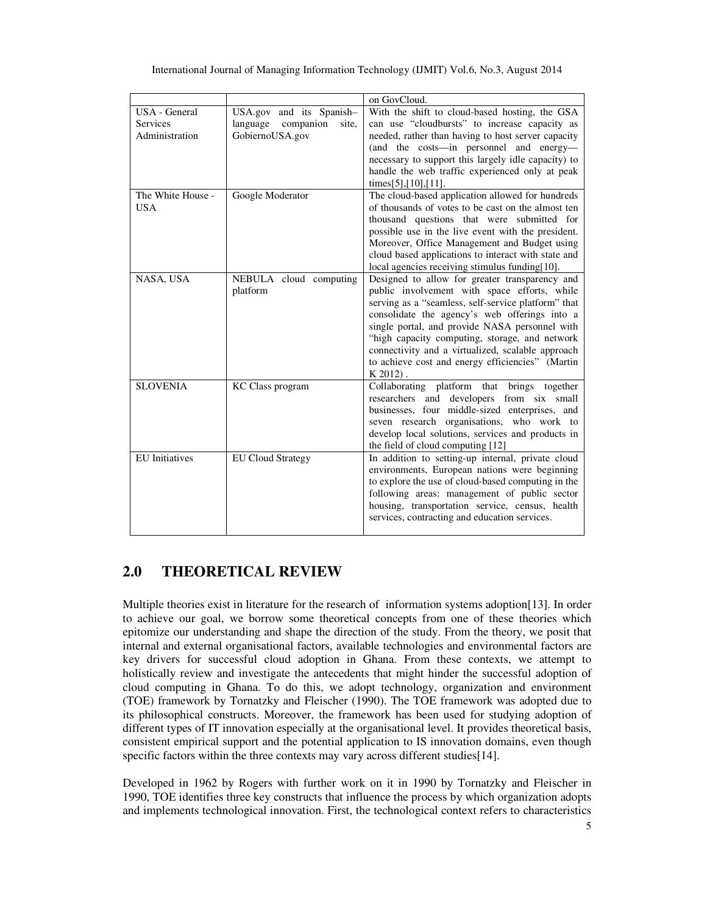| | | on GovCloud. |
|---|---|---|
| USA - General Services Administration | USA.gov and its Spanish–language companion site, GobiernoUSA.gov | With the shift to cloud-based hosting, the GSA can use "cloudbursts" to increase capacity as needed, rather than having to host server capacity (and the costs—in personnel and energy—necessary to support this largely idle capacity) to handle the web traffic experienced only at peak times[5],[10],[11]. |
| The White House - USA | Google Moderator | The cloud-based application allowed for hundreds of thousands of votes to be cast on the almost ten thousand questions that were submitted for possible use in the live event with the president. Moreover, Office Management and Budget using cloud based applications to interact with state and local agencies receiving stimulus funding[10]. |
| NASA, USA | NEBULA cloud computing platform | Designed to allow for greater transparency and public involvement with space efforts, while serving as a "seamless, self-service platform" that consolidate the agency's web offerings into a single portal, and provide NASA personnel with "high capacity computing, storage, and network connectivity and a virtualized, scalable approach to achieve cost and energy efficiencies" (Martin K 2012) . |
| SLOVENIA | KC Class program | Collaborating platform that brings together researchers and developers from six small businesses, four middle-sized enterprises, and seven research organisations, who work to develop local solutions, services and products in the field of cloud computing [12] |
| EU Initiatives | EU Cloud Strategy | In addition to setting-up internal, private cloud environments, European nations were beginning to explore the use of cloud-based computing in the following areas: management of public sector housing, transportation service, census, health services, contracting and education services. |

## 2.0 THEORETICAL REVIEW

Multiple theories exist in literature for the research of information systems adoption[13]. In order to achieve our goal, we borrow some theoretical concepts from one of these theories which epitomize our understanding and shape the direction of the study. From the theory, we posit that internal and external organisational factors, available technologies and environmental factors are key drivers for successful cloud adoption in Ghana. From these contexts, we attempt to holistically review and investigate the antecedents that might hinder the successful adoption of cloud computing in Ghana. To do this, we adopt technology, organization and environment (TOE) framework by Tornatzky and Fleischer (1990). The TOE framework was adopted due to its philosophical constructs. Moreover, the framework has been used for studying adoption of different types of IT innovation especially at the organisational level. It provides theoretical basis, consistent empirical support and the potential application to IS innovation domains, even though specific factors within the three contexts may vary across different studies[14].

Developed in 1962 by Rogers with further work on it in 1990 by Tornatzky and Fleischer in 1990, TOE identifies three key constructs that influence the process by which organization adopts and implements technological innovation. First, the technological context refers to characteristics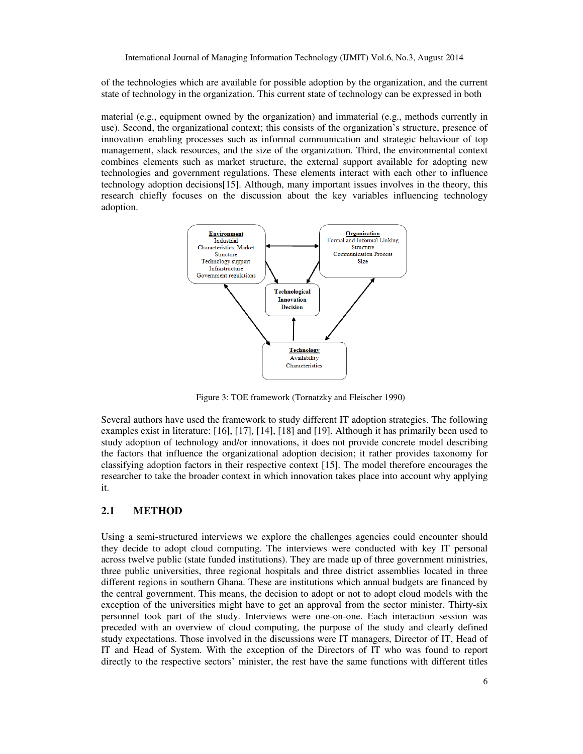of the technologies which are available for possible adoption by the organization, and the current state of technology in the organization. This current state of technology can be expressed in both

material (e.g., equipment owned by the organization) and immaterial (e.g., methods currently in use). Second, the organizational context; this consists of the organization's structure, presence of innovation–enabling processes such as informal communication and strategic behaviour of top management, slack resources, and the size of the organization. Third, the environmental context combines elements such as market structure, the external support available for adopting new technologies and government regulations. These elements interact with each other to influence technology adoption decisions[15]. Although, many important issues involves in the theory, this research chiefly focuses on the discussion about the key variables influencing technology adoption.

Figure 3: TOE framework (Tornatzky and Fleischer 1990)

Several authors have used the framework to study different IT adoption strategies. The following examples exist in literature: [16], [17], [14], [18] and [19]. Although it has primarily been used to study adoption of technology and/or innovations, it does not provide concrete model describing the factors that influence the organizational adoption decision; it rather provides taxonomy for classifying adoption factors in their respective context [15]. The model therefore encourages the researcher to take the broader context in which innovation takes place into account why applying it.

## 2.1 METHOD

Using a semi-structured interviews we explore the challenges agencies could encounter should they decide to adopt cloud computing. The interviews were conducted with key IT personal across twelve public (state funded institutions). They are made up of three government ministries, three public universities, three regional hospitals and three district assemblies located in three different regions in southern Ghana. These are institutions which annual budgets are financed by the central government. This means, the decision to adopt or not to adopt cloud models with the exception of the universities might have to get an approval from the sector minister. Thirty-six personnel took part of the study. Interviews were one-on-one. Each interaction session was preceded with an overview of cloud computing, the purpose of the study and clearly defined study expectations. Those involved in the discussions were IT managers, Director of IT, Head of IT and Head of System. With the exception of the Directors of IT who was found to report directly to the respective sectors' minister, the rest have the same functions with different titles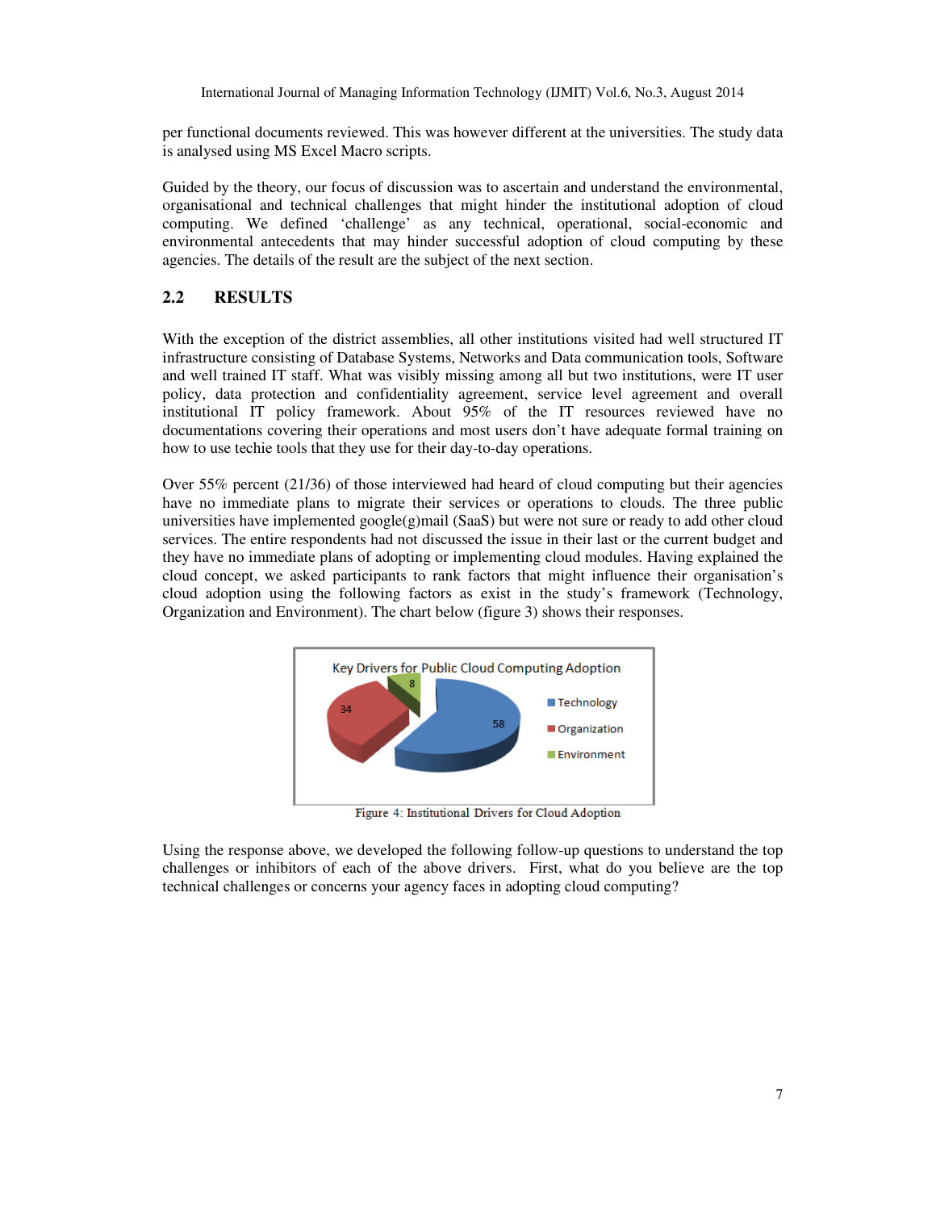per functional documents reviewed. This was however different at the universities. The study data is analysed using MS Excel Macro scripts.

Guided by the theory, our focus of discussion was to ascertain and understand the environmental, organisational and technical challenges that might hinder the institutional adoption of cloud computing. We defined 'challenge' as any technical, operational, social-economic and environmental antecedents that may hinder successful adoption of cloud computing by these agencies. The details of the result are the subject of the next section.

## 2.2 RESULTS

With the exception of the district assemblies, all other institutions visited had well structured IT infrastructure consisting of Database Systems, Networks and Data communication tools, Software and well trained IT staff. What was visibly missing among all but two institutions, were IT user policy, data protection and confidentiality agreement, service level agreement and overall institutional IT policy framework. About 95% of the IT resources reviewed have no documentations covering their operations and most users don't have adequate formal training on how to use techie tools that they use for their day-to-day operations.

Over 55% percent (21/36) of those interviewed had heard of cloud computing but their agencies have no immediate plans to migrate their services or operations to clouds. The three public universities have implemented google(g)mail (SaaS) but were not sure or ready to add other cloud services. The entire respondents had not discussed the issue in their last or the current budget and they have no immediate plans of adopting or implementing cloud modules. Having explained the cloud concept, we asked participants to rank factors that might influence their organisation's cloud adoption using the following factors as exist in the study's framework (Technology, Organization and Environment). The chart below (figure 3) shows their responses.

Key Drivers for Public Cloud Computing Adoption

| Factor | Value |
|---|---|
| Technology | 58 |
| Organization | 34 |
| Environment | 8 |

Figure 4: Institutional Drivers for Cloud Adoption

Using the response above, we developed the following follow-up questions to understand the top challenges or inhibitors of each of the above drivers. First, what do you believe are the top technical challenges or concerns your agency faces in adopting cloud computing?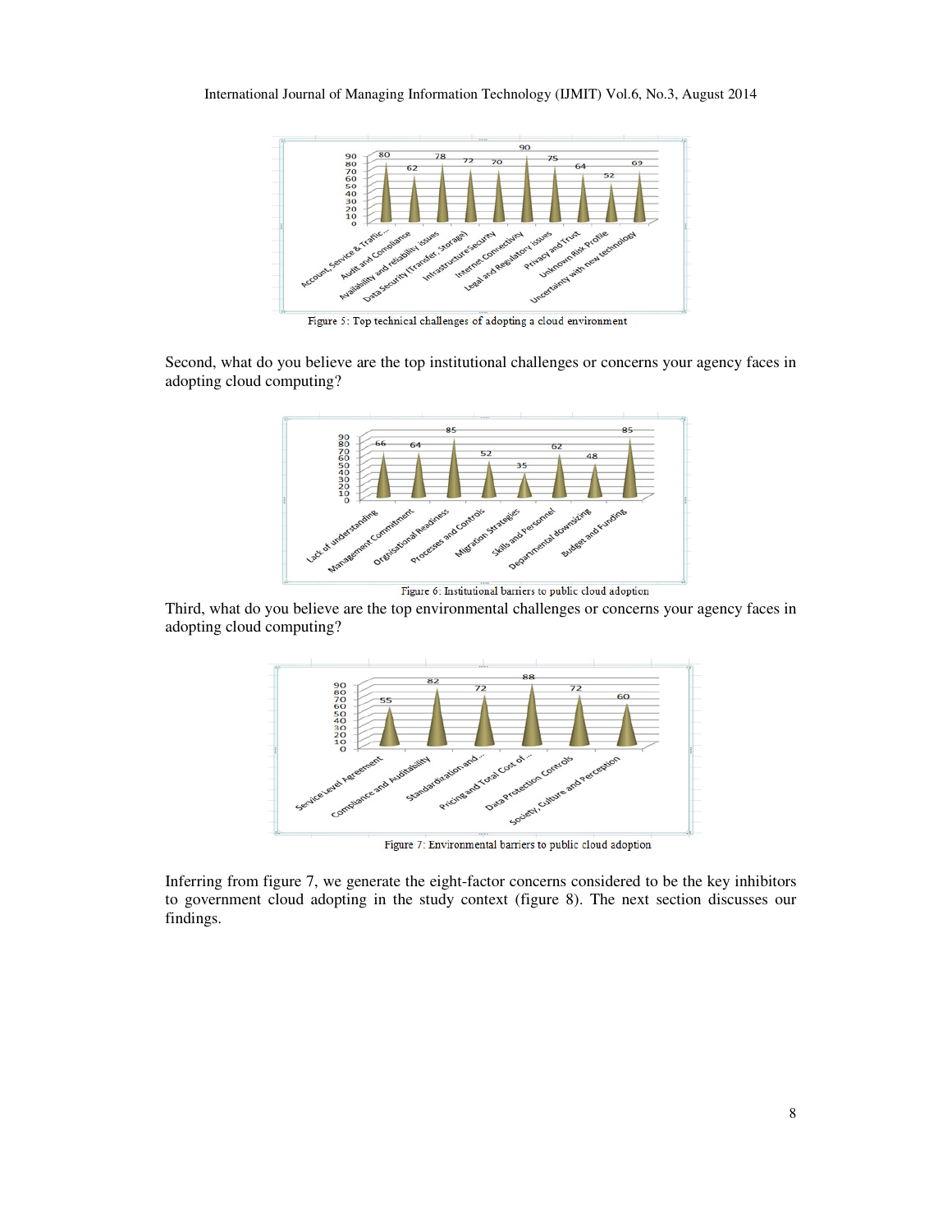Figure 5: Top technical challenges of adopting a cloud environment

Second, what do you believe are the top institutional challenges or concerns your agency faces in adopting cloud computing?

Figure 6: Institutional barriers to public cloud adoption

Third, what do you believe are the top environmental challenges or concerns your agency faces in adopting cloud computing?

Figure 7: Environmental barriers to public cloud adoption

Inferring from figure 7, we generate the eight-factor concerns considered to be the key inhibitors to government cloud adopting in the study context (figure 8). The next section discusses our findings.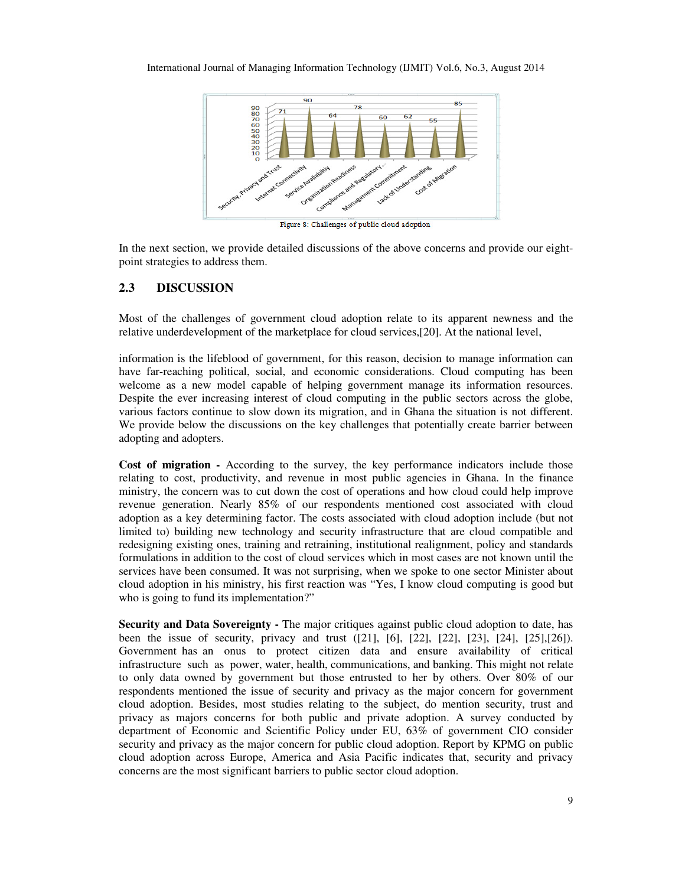Figure 8: Challenges of public cloud adoption

In the next section, we provide detailed discussions of the above concerns and provide our eight-point strategies to address them.

## 2.3 DISCUSSION

Most of the challenges of government cloud adoption relate to its apparent newness and the relative underdevelopment of the marketplace for cloud services,[20]. At the national level,

information is the lifeblood of government, for this reason, decision to manage information can have far-reaching political, social, and economic considerations. Cloud computing has been welcome as a new model capable of helping government manage its information resources. Despite the ever increasing interest of cloud computing in the public sectors across the globe, various factors continue to slow down its migration, and in Ghana the situation is not different. We provide below the discussions on the key challenges that potentially create barrier between adopting and adopters.

**Cost of migration -** According to the survey, the key performance indicators include those relating to cost, productivity, and revenue in most public agencies in Ghana. In the finance ministry, the concern was to cut down the cost of operations and how cloud could help improve revenue generation. Nearly 85% of our respondents mentioned cost associated with cloud adoption as a key determining factor. The costs associated with cloud adoption include (but not limited to) building new technology and security infrastructure that are cloud compatible and redesigning existing ones, training and retraining, institutional realignment, policy and standards formulations in addition to the cost of cloud services which in most cases are not known until the services have been consumed. It was not surprising, when we spoke to one sector Minister about cloud adoption in his ministry, his first reaction was "Yes, I know cloud computing is good but who is going to fund its implementation?"

**Security and Data Sovereignty -** The major critiques against public cloud adoption to date, has been the issue of security, privacy and trust ([21], [6], [22], [22], [23], [24], [25],[26]). Government has an onus to protect citizen data and ensure availability of critical infrastructure such as power, water, health, communications, and banking. This might not relate to only data owned by government but those entrusted to her by others. Over 80% of our respondents mentioned the issue of security and privacy as the major concern for government cloud adoption. Besides, most studies relating to the subject, do mention security, trust and privacy as majors concerns for both public and private adoption. A survey conducted by department of Economic and Scientific Policy under EU, 63% of government CIO consider security and privacy as the major concern for public cloud adoption. Report by KPMG on public cloud adoption across Europe, America and Asia Pacific indicates that, security and privacy concerns are the most significant barriers to public sector cloud adoption.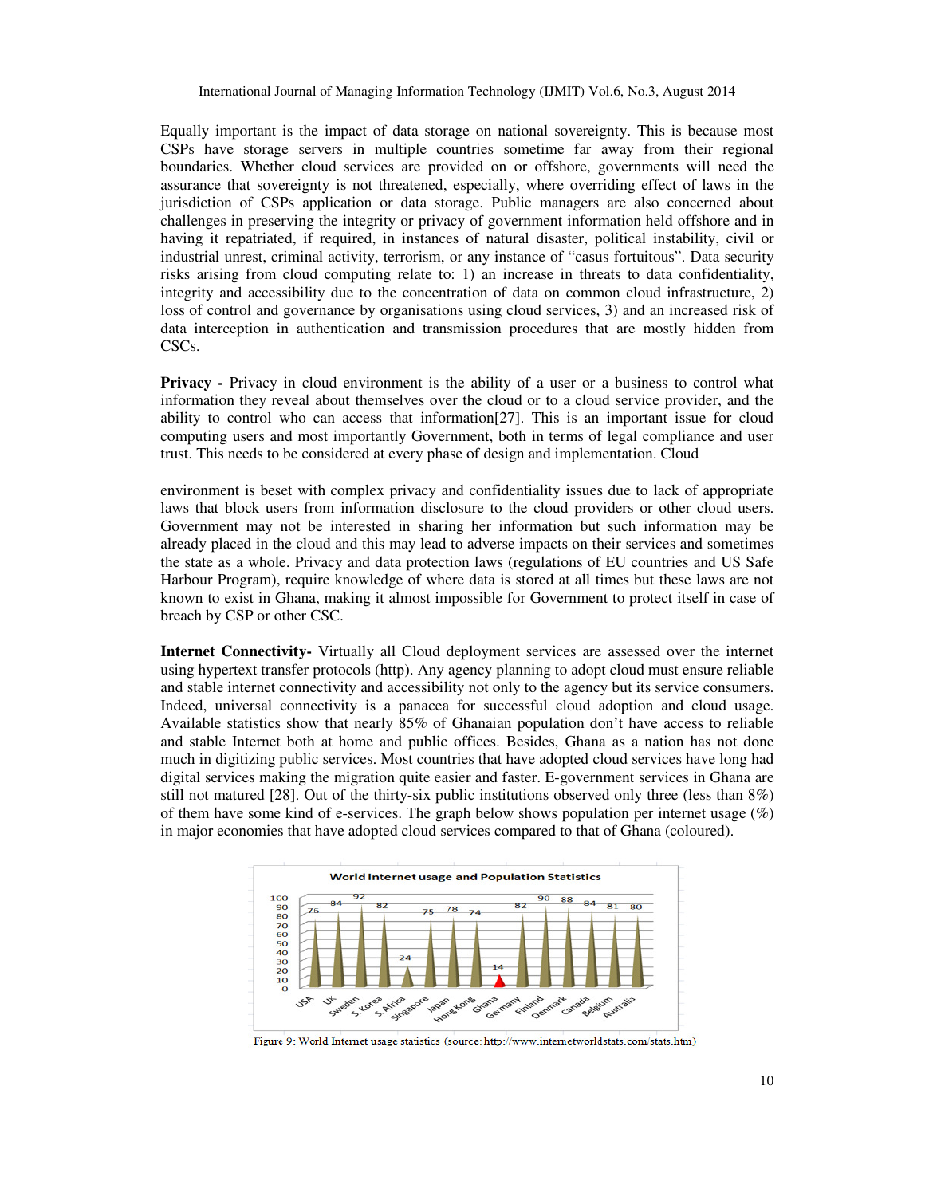Equally important is the impact of data storage on national sovereignty. This is because most CSPs have storage servers in multiple countries sometime far away from their regional boundaries. Whether cloud services are provided on or offshore, governments will need the assurance that sovereignty is not threatened, especially, where overriding effect of laws in the jurisdiction of CSPs application or data storage. Public managers are also concerned about challenges in preserving the integrity or privacy of government information held offshore and in having it repatriated, if required, in instances of natural disaster, political instability, civil or industrial unrest, criminal activity, terrorism, or any instance of "casus fortuitous". Data security risks arising from cloud computing relate to: 1) an increase in threats to data confidentiality, integrity and accessibility due to the concentration of data on common cloud infrastructure, 2) loss of control and governance by organisations using cloud services, 3) and an increased risk of data interception in authentication and transmission procedures that are mostly hidden from CSCs.

**Privacy -** Privacy in cloud environment is the ability of a user or a business to control what information they reveal about themselves over the cloud or to a cloud service provider, and the ability to control who can access that information[27]. This is an important issue for cloud computing users and most importantly Government, both in terms of legal compliance and user trust. This needs to be considered at every phase of design and implementation. Cloud environment is beset with complex privacy and confidentiality issues due to lack of appropriate laws that block users from information disclosure to the cloud providers or other cloud users. Government may not be interested in sharing her information but such information may be already placed in the cloud and this may lead to adverse impacts on their services and sometimes the state as a whole. Privacy and data protection laws (regulations of EU countries and US Safe Harbour Program), require knowledge of where data is stored at all times but these laws are not known to exist in Ghana, making it almost impossible for Government to protect itself in case of breach by CSP or other CSC.

**Internet Connectivity-** Virtually all Cloud deployment services are assessed over the internet using hypertext transfer protocols (http). Any agency planning to adopt cloud must ensure reliable and stable internet connectivity and accessibility not only to the agency but its service consumers. Indeed, universal connectivity is a panacea for successful cloud adoption and cloud usage. Available statistics show that nearly 85% of Ghanaian population don't have access to reliable and stable Internet both at home and public offices. Besides, Ghana as a nation has not done much in digitizing public services. Most countries that have adopted cloud services have long had digital services making the migration quite easier and faster. E-government services in Ghana are still not matured [28]. Out of the thirty-six public institutions observed only three (less than 8%) of them have some kind of e-services. The graph below shows population per internet usage (%) in major economies that have adopted cloud services compared to that of Ghana (coloured).

**World Internet usage and Population Statistics**

| Country | Internet usage (%) |
|---|---|
| USA | 76 |
| UK | 84 |
| Sweden | 92 |
| S.Korea | 82 |
| S.Africa | 24 |
| Singapore | 75 |
| Japan | 78 |
| HongKong | 74 |
| Ghana | 14 |
| Germany | 82 |
| Finland | 90 |
| Denmark | 88 |
| Canada | 84 |
| Belgium | 81 |
| Australia | 80 |

Figure 9: World Internet usage statistics (source: http://www.internetworldstats.com/stats.htm)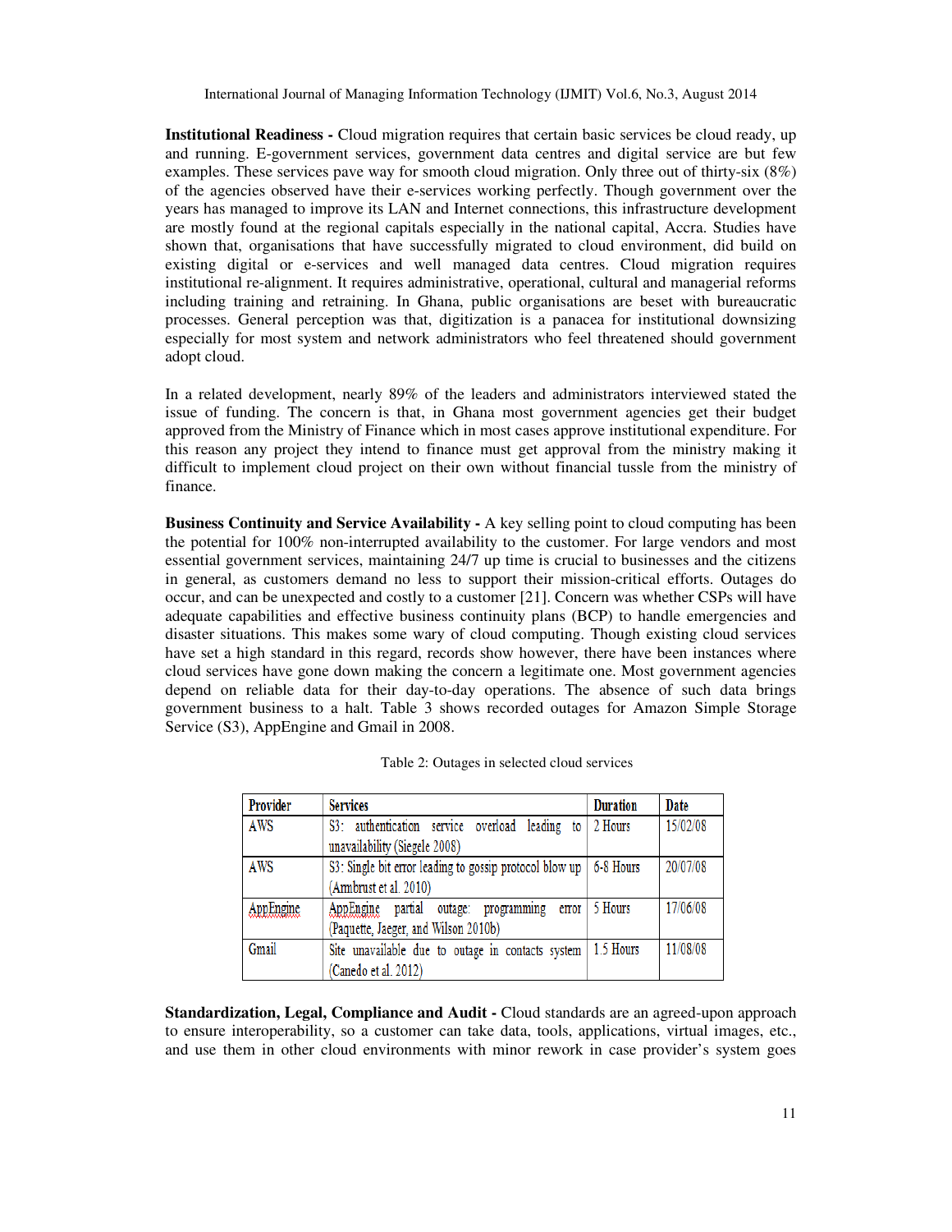**Institutional Readiness -** Cloud migration requires that certain basic services be cloud ready, up and running. E-government services, government data centres and digital service are but few examples. These services pave way for smooth cloud migration. Only three out of thirty-six (8%) of the agencies observed have their e-services working perfectly. Though government over the years has managed to improve its LAN and Internet connections, this infrastructure development are mostly found at the regional capitals especially in the national capital, Accra. Studies have shown that, organisations that have successfully migrated to cloud environment, did build on existing digital or e-services and well managed data centres. Cloud migration requires institutional re-alignment. It requires administrative, operational, cultural and managerial reforms including training and retraining. In Ghana, public organisations are beset with bureaucratic processes. General perception was that, digitization is a panacea for institutional downsizing especially for most system and network administrators who feel threatened should government adopt cloud.

In a related development, nearly 89% of the leaders and administrators interviewed stated the issue of funding. The concern is that, in Ghana most government agencies get their budget approved from the Ministry of Finance which in most cases approve institutional expenditure. For this reason any project they intend to finance must get approval from the ministry making it difficult to implement cloud project on their own without financial tussle from the ministry of finance.

**Business Continuity and Service Availability -** A key selling point to cloud computing has been the potential for 100% non-interrupted availability to the customer. For large vendors and most essential government services, maintaining 24/7 up time is crucial to businesses and the citizens in general, as customers demand no less to support their mission-critical efforts. Outages do occur, and can be unexpected and costly to a customer [21]. Concern was whether CSPs will have adequate capabilities and effective business continuity plans (BCP) to handle emergencies and disaster situations. This makes some wary of cloud computing. Though existing cloud services have set a high standard in this regard, records show however, there have been instances where cloud services have gone down making the concern a legitimate one. Most government agencies depend on reliable data for their day-to-day operations. The absence of such data brings government business to a halt. Table 3 shows recorded outages for Amazon Simple Storage Service (S3), AppEngine and Gmail in 2008.

Table 2: Outages in selected cloud services

| Provider | Services | Duration | Date |
|---|---|---|---|
| AWS | S3: authentication service overload leading to unavailability (Siegele 2008) | 2 Hours | 15/02/08 |
| AWS | S3: Single bit error leading to gossip protocol blow up (Armbrust et al. 2010) | 6-8 Hours | 20/07/08 |
| AppEngine | AppEngine partial outage: programming error (Paquette, Jaeger, and Wilson 2010b) | 5 Hours | 17/06/08 |
| Gmail | Site unavailable due to outage in contacts system (Canedo et al. 2012) | 1.5 Hours | 11/08/08 |

**Standardization, Legal, Compliance and Audit -** Cloud standards are an agreed-upon approach to ensure interoperability, so a customer can take data, tools, applications, virtual images, etc., and use them in other cloud environments with minor rework in case provider's system goes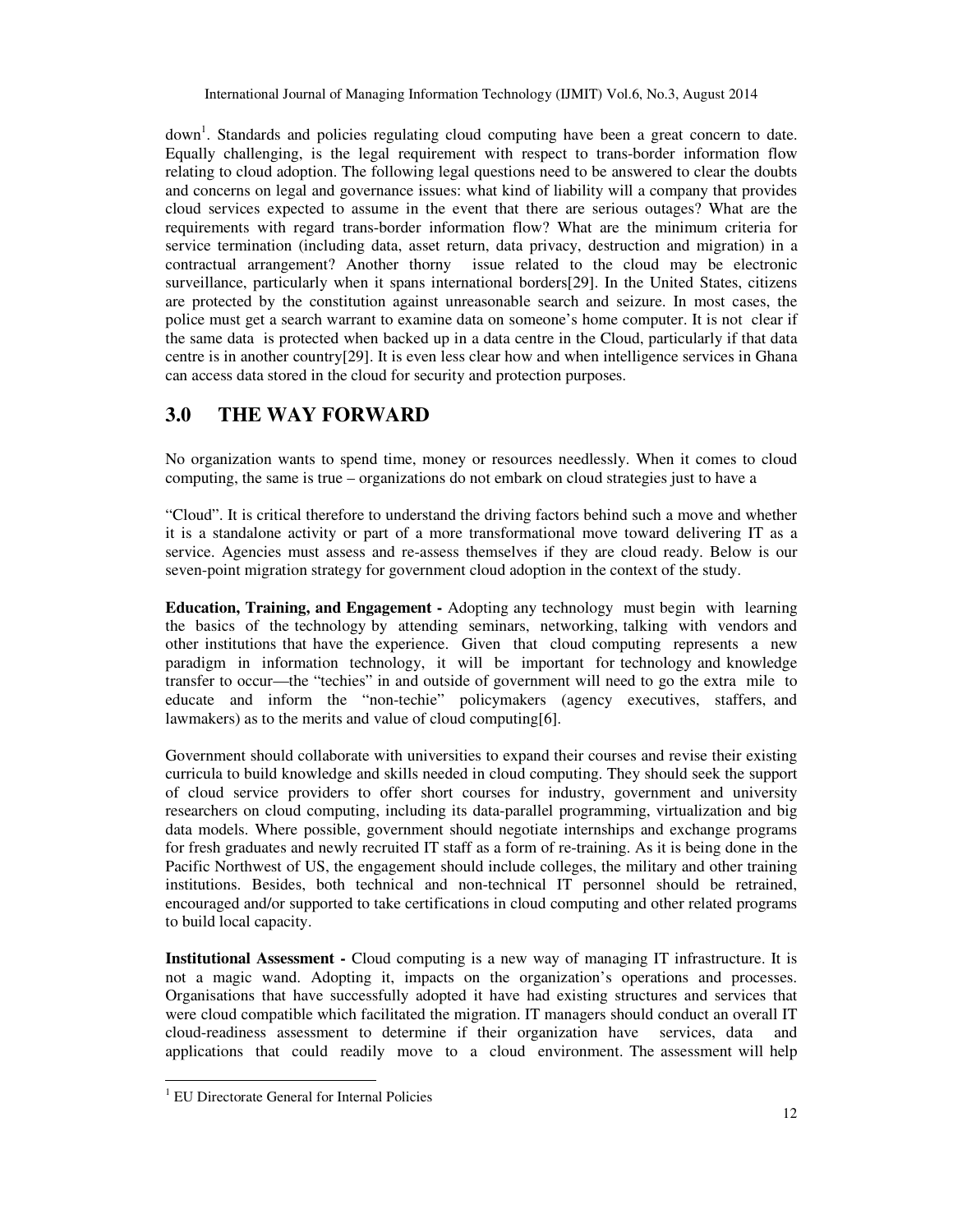down[1]. Standards and policies regulating cloud computing have been a great concern to date. Equally challenging, is the legal requirement with respect to trans-border information flow relating to cloud adoption. The following legal questions need to be answered to clear the doubts and concerns on legal and governance issues: what kind of liability will a company that provides cloud services expected to assume in the event that there are serious outages? What are the requirements with regard trans-border information flow? What are the minimum criteria for service termination (including data, asset return, data privacy, destruction and migration) in a contractual arrangement? Another thorny issue related to the cloud may be electronic surveillance, particularly when it spans international borders[29]. In the United States, citizens are protected by the constitution against unreasonable search and seizure. In most cases, the police must get a search warrant to examine data on someone's home computer. It is not clear if the same data is protected when backed up in a data centre in the Cloud, particularly if that data centre is in another country[29]. It is even less clear how and when intelligence services in Ghana can access data stored in the cloud for security and protection purposes.

## 3.0 THE WAY FORWARD

No organization wants to spend time, money or resources needlessly. When it comes to cloud computing, the same is true – organizations do not embark on cloud strategies just to have a "Cloud". It is critical therefore to understand the driving factors behind such a move and whether it is a standalone activity or part of a more transformational move toward delivering IT as a service. Agencies must assess and re-assess themselves if they are cloud ready. Below is our seven-point migration strategy for government cloud adoption in the context of the study.

**Education, Training, and Engagement -** Adopting any technology must begin with learning the basics of the technology by attending seminars, networking, talking with vendors and other institutions that have the experience. Given that cloud computing represents a new paradigm in information technology, it will be important for technology and knowledge transfer to occur—the "techies" in and outside of government will need to go the extra mile to educate and inform the "non-techie" policymakers (agency executives, staffers, and lawmakers) as to the merits and value of cloud computing[6].

Government should collaborate with universities to expand their courses and revise their existing curricula to build knowledge and skills needed in cloud computing. They should seek the support of cloud service providers to offer short courses for industry, government and university researchers on cloud computing, including its data-parallel programming, virtualization and big data models. Where possible, government should negotiate internships and exchange programs for fresh graduates and newly recruited IT staff as a form of re-training. As it is being done in the Pacific Northwest of US, the engagement should include colleges, the military and other training institutions. Besides, both technical and non-technical IT personnel should be retrained, encouraged and/or supported to take certifications in cloud computing and other related programs to build local capacity.

**Institutional Assessment -** Cloud computing is a new way of managing IT infrastructure. It is not a magic wand. Adopting it, impacts on the organization's operations and processes. Organisations that have successfully adopted it have had existing structures and services that were cloud compatible which facilitated the migration. IT managers should conduct an overall IT cloud-readiness assessment to determine if their organization have services, data and applications that could readily move to a cloud environment. The assessment will help

[1] EU Directorate General for Internal Policies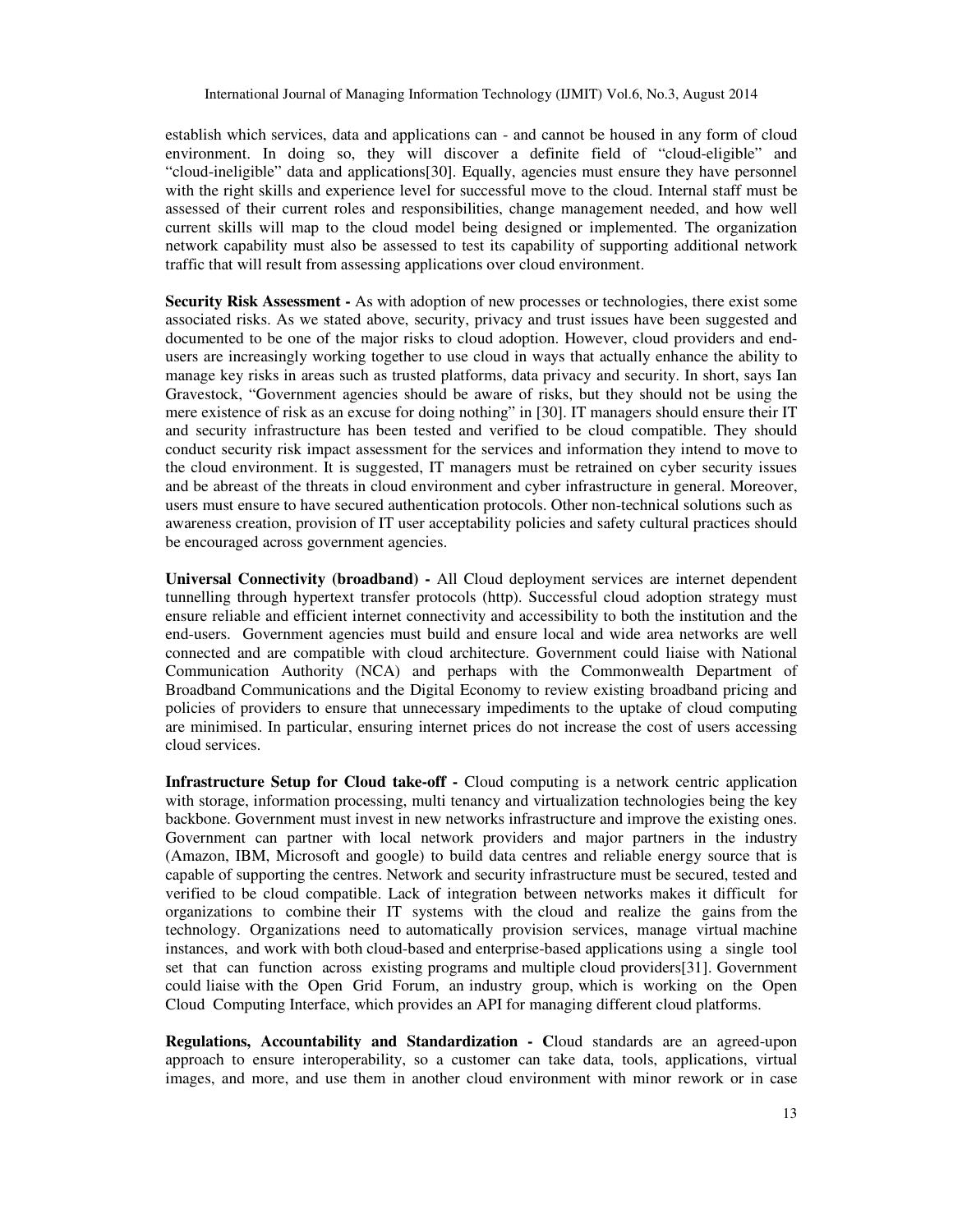establish which services, data and applications can - and cannot be housed in any form of cloud environment. In doing so, they will discover a definite field of "cloud-eligible" and "cloud-ineligible" data and applications[30]. Equally, agencies must ensure they have personnel with the right skills and experience level for successful move to the cloud. Internal staff must be assessed of their current roles and responsibilities, change management needed, and how well current skills will map to the cloud model being designed or implemented. The organization network capability must also be assessed to test its capability of supporting additional network traffic that will result from assessing applications over cloud environment.

**Security Risk Assessment -** As with adoption of new processes or technologies, there exist some associated risks. As we stated above, security, privacy and trust issues have been suggested and documented to be one of the major risks to cloud adoption. However, cloud providers and end-users are increasingly working together to use cloud in ways that actually enhance the ability to manage key risks in areas such as trusted platforms, data privacy and security. In short, says Ian Gravestock, "Government agencies should be aware of risks, but they should not be using the mere existence of risk as an excuse for doing nothing" in [30]. IT managers should ensure their IT and security infrastructure has been tested and verified to be cloud compatible. They should conduct security risk impact assessment for the services and information they intend to move to the cloud environment. It is suggested, IT managers must be retrained on cyber security issues and be abreast of the threats in cloud environment and cyber infrastructure in general. Moreover, users must ensure to have secured authentication protocols. Other non-technical solutions such as awareness creation, provision of IT user acceptability policies and safety cultural practices should be encouraged across government agencies.

**Universal Connectivity (broadband) -** All Cloud deployment services are internet dependent tunnelling through hypertext transfer protocols (http). Successful cloud adoption strategy must ensure reliable and efficient internet connectivity and accessibility to both the institution and the end-users. Government agencies must build and ensure local and wide area networks are well connected and are compatible with cloud architecture. Government could liaise with National Communication Authority (NCA) and perhaps with the Commonwealth Department of Broadband Communications and the Digital Economy to review existing broadband pricing and policies of providers to ensure that unnecessary impediments to the uptake of cloud computing are minimised. In particular, ensuring internet prices do not increase the cost of users accessing cloud services.

**Infrastructure Setup for Cloud take-off -** Cloud computing is a network centric application with storage, information processing, multi tenancy and virtualization technologies being the key backbone. Government must invest in new networks infrastructure and improve the existing ones. Government can partner with local network providers and major partners in the industry (Amazon, IBM, Microsoft and google) to build data centres and reliable energy source that is capable of supporting the centres. Network and security infrastructure must be secured, tested and verified to be cloud compatible. Lack of integration between networks makes it difficult for organizations to combine their IT systems with the cloud and realize the gains from the technology. Organizations need to automatically provision services, manage virtual machine instances, and work with both cloud-based and enterprise-based applications using a single tool set that can function across existing programs and multiple cloud providers[31]. Government could liaise with the Open Grid Forum, an industry group, which is working on the Open Cloud Computing Interface, which provides an API for managing different cloud platforms.

**Regulations, Accountability and Standardization - C**loud standards are an agreed-upon approach to ensure interoperability, so a customer can take data, tools, applications, virtual images, and more, and use them in another cloud environment with minor rework or in case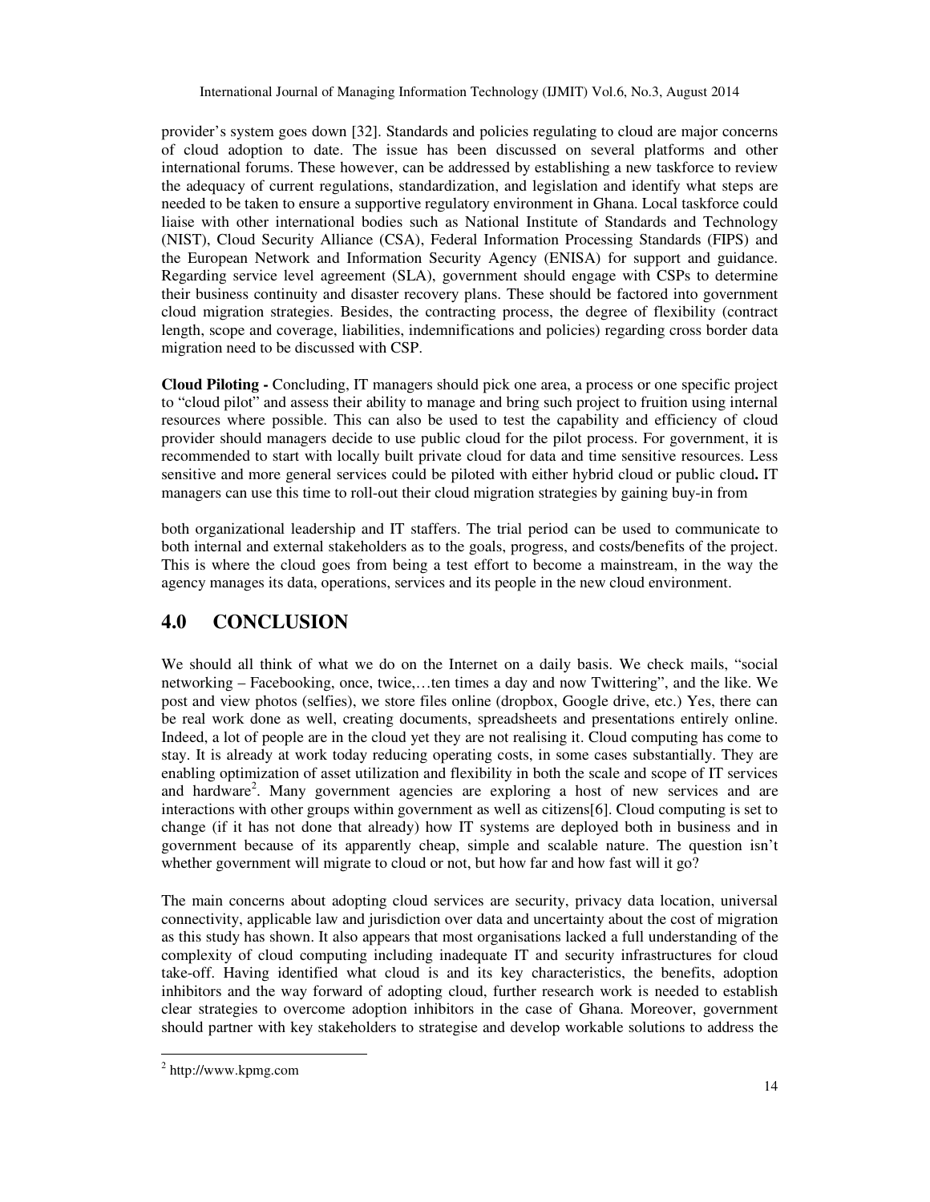provider's system goes down [32]. Standards and policies regulating to cloud are major concerns of cloud adoption to date. The issue has been discussed on several platforms and other international forums. These however, can be addressed by establishing a new taskforce to review the adequacy of current regulations, standardization, and legislation and identify what steps are needed to be taken to ensure a supportive regulatory environment in Ghana. Local taskforce could liaise with other international bodies such as National Institute of Standards and Technology (NIST), Cloud Security Alliance (CSA), Federal Information Processing Standards (FIPS) and the European Network and Information Security Agency (ENISA) for support and guidance. Regarding service level agreement (SLA), government should engage with CSPs to determine their business continuity and disaster recovery plans. These should be factored into government cloud migration strategies. Besides, the contracting process, the degree of flexibility (contract length, scope and coverage, liabilities, indemnifications and policies) regarding cross border data migration need to be discussed with CSP.

**Cloud Piloting -** Concluding, IT managers should pick one area, a process or one specific project to "cloud pilot" and assess their ability to manage and bring such project to fruition using internal resources where possible. This can also be used to test the capability and efficiency of cloud provider should managers decide to use public cloud for the pilot process. For government, it is recommended to start with locally built private cloud for data and time sensitive resources. Less sensitive and more general services could be piloted with either hybrid cloud or public cloud**.** IT managers can use this time to roll-out their cloud migration strategies by gaining buy-in from both organizational leadership and IT staffers. The trial period can be used to communicate to both internal and external stakeholders as to the goals, progress, and costs/benefits of the project. This is where the cloud goes from being a test effort to become a mainstream, in the way the agency manages its data, operations, services and its people in the new cloud environment.

## 4.0 CONCLUSION

We should all think of what we do on the Internet on a daily basis. We check mails, "social networking – Facebooking, once, twice,…ten times a day and now Twittering", and the like. We post and view photos (selfies), we store files online (dropbox, Google drive, etc.) Yes, there can be real work done as well, creating documents, spreadsheets and presentations entirely online. Indeed, a lot of people are in the cloud yet they are not realising it. Cloud computing has come to stay. It is already at work today reducing operating costs, in some cases substantially. They are enabling optimization of asset utilization and flexibility in both the scale and scope of IT services and hardware[2]. Many government agencies are exploring a host of new services and are interactions with other groups within government as well as citizens[6]. Cloud computing is set to change (if it has not done that already) how IT systems are deployed both in business and in government because of its apparently cheap, simple and scalable nature. The question isn't whether government will migrate to cloud or not, but how far and how fast will it go?

The main concerns about adopting cloud services are security, privacy data location, universal connectivity, applicable law and jurisdiction over data and uncertainty about the cost of migration as this study has shown. It also appears that most organisations lacked a full understanding of the complexity of cloud computing including inadequate IT and security infrastructures for cloud take-off. Having identified what cloud is and its key characteristics, the benefits, adoption inhibitors and the way forward of adopting cloud, further research work is needed to establish clear strategies to overcome adoption inhibitors in the case of Ghana. Moreover, government should partner with key stakeholders to strategise and develop workable solutions to address the

[2] http://www.kpmg.com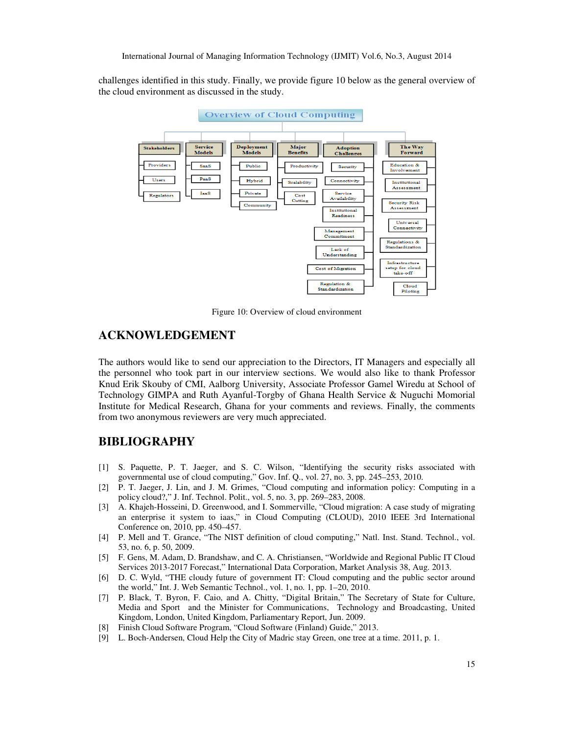challenges identified in this study. Finally, we provide figure 10 below as the general overview of the cloud environment as discussed in the study.

Figure 10: Overview of cloud environment

## ACKNOWLEDGEMENT

The authors would like to send our appreciation to the Directors, IT Managers and especially all the personnel who took part in our interview sections. We would also like to thank Professor Knud Erik Skouby of CMI, Aalborg University, Associate Professor Gamel Wiredu at School of Technology GIMPA and Ruth Ayanful-Torgby of Ghana Health Service & Nuguchi Momorial Institute for Medical Research, Ghana for your comments and reviews. Finally, the comments from two anonymous reviewers are very much appreciated.

## BIBLIOGRAPHY

[1] S. Paquette, P. T. Jaeger, and S. C. Wilson, "Identifying the security risks associated with governmental use of cloud computing," Gov. Inf. Q., vol. 27, no. 3, pp. 245–253, 2010.

[2] P. T. Jaeger, J. Lin, and J. M. Grimes, "Cloud computing and information policy: Computing in a policy cloud?," J. Inf. Technol. Polit., vol. 5, no. 3, pp. 269–283, 2008.

[3] A. Khajeh-Hosseini, D. Greenwood, and I. Sommerville, "Cloud migration: A case study of migrating an enterprise it system to iaas," in Cloud Computing (CLOUD), 2010 IEEE 3rd International Conference on, 2010, pp. 450–457.

[4] P. Mell and T. Grance, "The NIST definition of cloud computing," Natl. Inst. Stand. Technol., vol. 53, no. 6, p. 50, 2009.

[5] F. Gens, M. Adam, D. Brandshaw, and C. A. Christiansen, "Worldwide and Regional Public IT Cloud Services 2013-2017 Forecast," International Data Corporation, Market Analysis 38, Aug. 2013.

[6] D. C. Wyld, "THE cloudy future of government IT: Cloud computing and the public sector around the world," Int. J. Web Semantic Technol., vol. 1, no. 1, pp. 1–20, 2010.

[7] P. Black, T. Byron, F. Caio, and A. Chitty, "Digital Britain," The Secretary of State for Culture, Media and Sport and the Minister for Communications, Technology and Broadcasting, United Kingdom, London, United Kingdom, Parliamentary Report, Jun. 2009.

[8] Finish Cloud Software Program, "Cloud Software (Finland) Guide," 2013.

[9] L. Boch-Andersen, Cloud Help the City of Madric stay Green, one tree at a time. 2011, p. 1.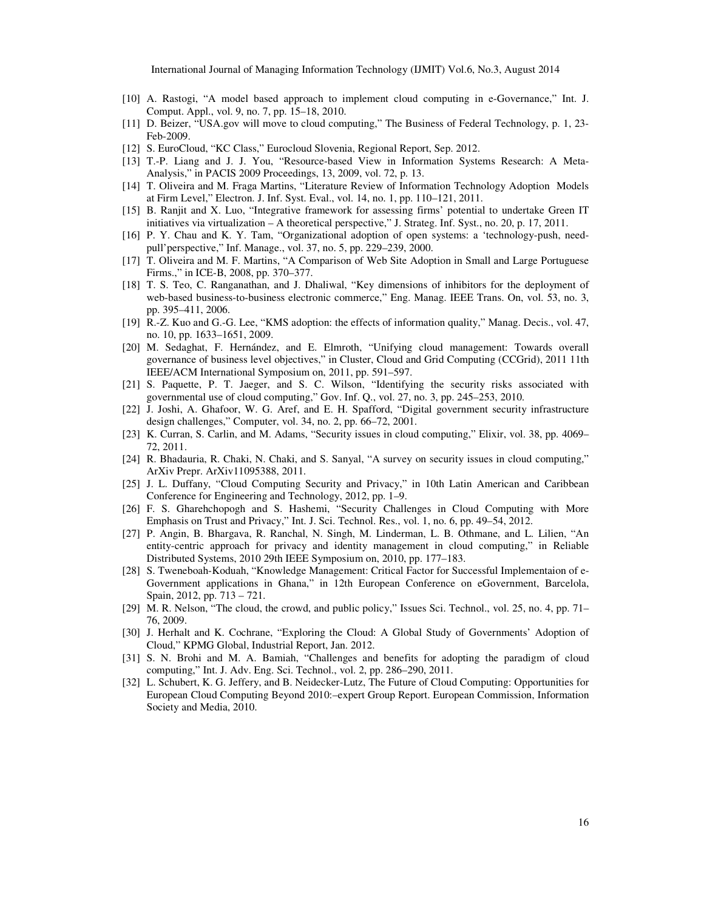[10] A. Rastogi, "A model based approach to implement cloud computing in e-Governance," Int. J. Comput. Appl., vol. 9, no. 7, pp. 15–18, 2010.

[11] D. Beizer, "USA.gov will move to cloud computing," The Business of Federal Technology, p. 1, 23-Feb-2009.

[12] S. EuroCloud, "KC Class," Eurocloud Slovenia, Regional Report, Sep. 2012.

[13] T.-P. Liang and J. J. You, "Resource-based View in Information Systems Research: A Meta-Analysis," in PACIS 2009 Proceedings, 13, 2009, vol. 72, p. 13.

[14] T. Oliveira and M. Fraga Martins, "Literature Review of Information Technology Adoption Models at Firm Level," Electron. J. Inf. Syst. Eval., vol. 14, no. 1, pp. 110–121, 2011.

[15] B. Ranjit and X. Luo, "Integrative framework for assessing firms' potential to undertake Green IT initiatives via virtualization – A theoretical perspective," J. Strateg. Inf. Syst., no. 20, p. 17, 2011.

[16] P. Y. Chau and K. Y. Tam, "Organizational adoption of open systems: a 'technology-push, need-pull'perspective," Inf. Manage., vol. 37, no. 5, pp. 229–239, 2000.

[17] T. Oliveira and M. F. Martins, "A Comparison of Web Site Adoption in Small and Large Portuguese Firms.," in ICE-B, 2008, pp. 370–377.

[18] T. S. Teo, C. Ranganathan, and J. Dhaliwal, "Key dimensions of inhibitors for the deployment of web-based business-to-business electronic commerce," Eng. Manag. IEEE Trans. On, vol. 53, no. 3, pp. 395–411, 2006.

[19] R.-Z. Kuo and G.-G. Lee, "KMS adoption: the effects of information quality," Manag. Decis., vol. 47, no. 10, pp. 1633–1651, 2009.

[20] M. Sedaghat, F. Hernández, and E. Elmroth, "Unifying cloud management: Towards overall governance of business level objectives," in Cluster, Cloud and Grid Computing (CCGrid), 2011 11th IEEE/ACM International Symposium on, 2011, pp. 591–597.

[21] S. Paquette, P. T. Jaeger, and S. C. Wilson, "Identifying the security risks associated with governmental use of cloud computing," Gov. Inf. Q., vol. 27, no. 3, pp. 245–253, 2010.

[22] J. Joshi, A. Ghafoor, W. G. Aref, and E. H. Spafford, "Digital government security infrastructure design challenges," Computer, vol. 34, no. 2, pp. 66–72, 2001.

[23] K. Curran, S. Carlin, and M. Adams, "Security issues in cloud computing," Elixir, vol. 38, pp. 4069–72, 2011.

[24] R. Bhadauria, R. Chaki, N. Chaki, and S. Sanyal, "A survey on security issues in cloud computing," ArXiv Prepr. ArXiv11095388, 2011.

[25] J. L. Duffany, "Cloud Computing Security and Privacy," in 10th Latin American and Caribbean Conference for Engineering and Technology, 2012, pp. 1–9.

[26] F. S. Gharehchopogh and S. Hashemi, "Security Challenges in Cloud Computing with More Emphasis on Trust and Privacy," Int. J. Sci. Technol. Res., vol. 1, no. 6, pp. 49–54, 2012.

[27] P. Angin, B. Bhargava, R. Ranchal, N. Singh, M. Linderman, L. B. Othmane, and L. Lilien, "An entity-centric approach for privacy and identity management in cloud computing," in Reliable Distributed Systems, 2010 29th IEEE Symposium on, 2010, pp. 177–183.

[28] S. Tweneboah-Koduah, "Knowledge Management: Critical Factor for Successful Implementaion of e-Government applications in Ghana," in 12th European Conference on eGovernment, Barcelola, Spain, 2012, pp. 713 – 721.

[29] M. R. Nelson, "The cloud, the crowd, and public policy," Issues Sci. Technol., vol. 25, no. 4, pp. 71–76, 2009.

[30] J. Herhalt and K. Cochrane, "Exploring the Cloud: A Global Study of Governments' Adoption of Cloud," KPMG Global, Industrial Report, Jan. 2012.

[31] S. N. Brohi and M. A. Bamiah, "Challenges and benefits for adopting the paradigm of cloud computing," Int. J. Adv. Eng. Sci. Technol., vol. 2, pp. 286–290, 2011.

[32] L. Schubert, K. G. Jeffery, and B. Neidecker-Lutz, The Future of Cloud Computing: Opportunities for European Cloud Computing Beyond 2010:–expert Group Report. European Commission, Information Society and Media, 2010.